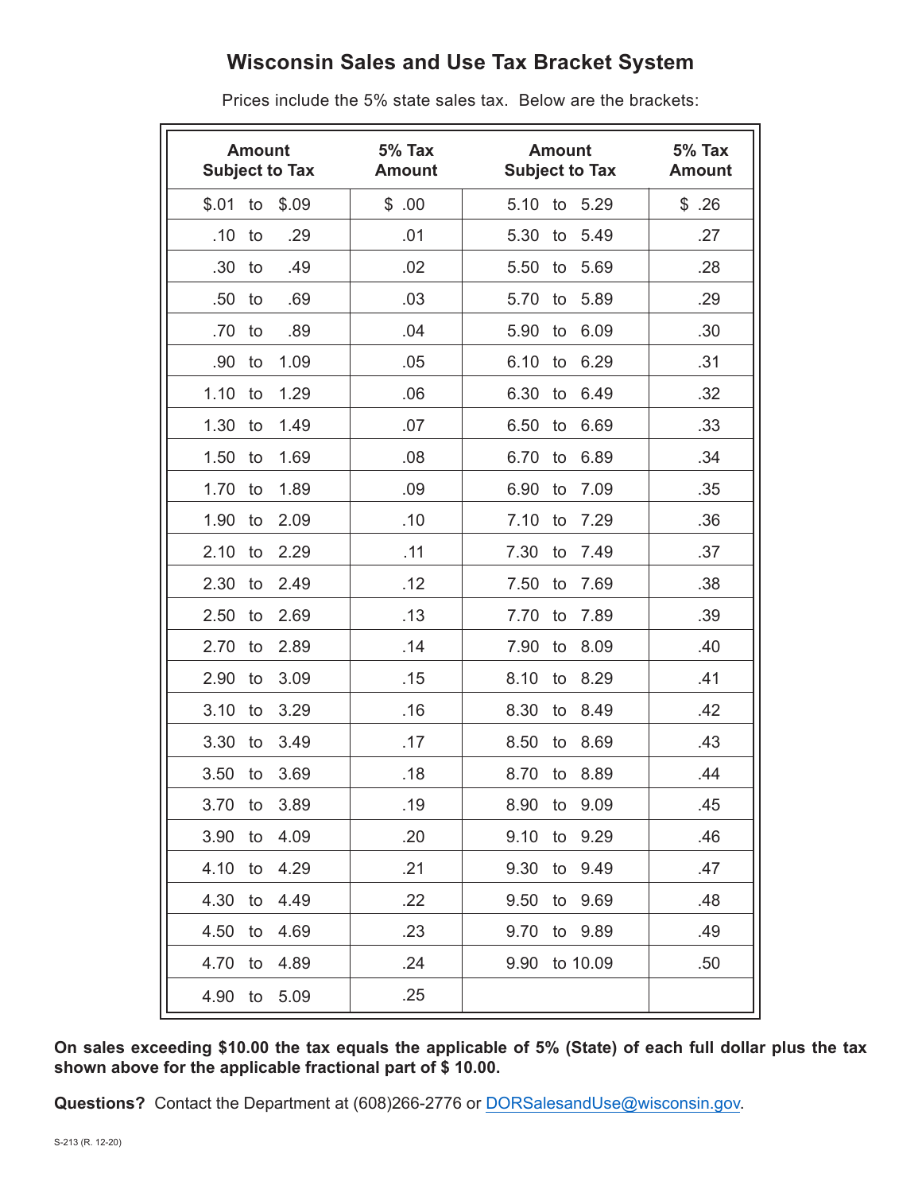# Wisconsin Sales and Use Tax Bracket System

Prices include the 5% state sales tax. Below are the brackets:

| Amount Subject to Tax | 5% Tax Amount | Amount Subject to Tax | 5% Tax Amount |
|---|---|---|---|
| $.01 to $.09 | $ .00 | 5.10 to 5.29 | $ .26 |
| .10 to .29 | .01 | 5.30 to 5.49 | .27 |
| .30 to .49 | .02 | 5.50 to 5.69 | .28 |
| .50 to .69 | .03 | 5.70 to 5.89 | .29 |
| .70 to .89 | .04 | 5.90 to 6.09 | .30 |
| .90 to 1.09 | .05 | 6.10 to 6.29 | .31 |
| 1.10 to 1.29 | .06 | 6.30 to 6.49 | .32 |
| 1.30 to 1.49 | .07 | 6.50 to 6.69 | .33 |
| 1.50 to 1.69 | .08 | 6.70 to 6.89 | .34 |
| 1.70 to 1.89 | .09 | 6.90 to 7.09 | .35 |
| 1.90 to 2.09 | .10 | 7.10 to 7.29 | .36 |
| 2.10 to 2.29 | .11 | 7.30 to 7.49 | .37 |
| 2.30 to 2.49 | .12 | 7.50 to 7.69 | .38 |
| 2.50 to 2.69 | .13 | 7.70 to 7.89 | .39 |
| 2.70 to 2.89 | .14 | 7.90 to 8.09 | .40 |
| 2.90 to 3.09 | .15 | 8.10 to 8.29 | .41 |
| 3.10 to 3.29 | .16 | 8.30 to 8.49 | .42 |
| 3.30 to 3.49 | .17 | 8.50 to 8.69 | .43 |
| 3.50 to 3.69 | .18 | 8.70 to 8.89 | .44 |
| 3.70 to 3.89 | .19 | 8.90 to 9.09 | .45 |
| 3.90 to 4.09 | .20 | 9.10 to 9.29 | .46 |
| 4.10 to 4.29 | .21 | 9.30 to 9.49 | .47 |
| 4.30 to 4.49 | .22 | 9.50 to 9.69 | .48 |
| 4.50 to 4.69 | .23 | 9.70 to 9.89 | .49 |
| 4.70 to 4.89 | .24 | 9.90 to 10.09 | .50 |
| 4.90 to 5.09 | .25 | | |

**On sales exceeding $10.00 the tax equals the applicable of 5% (State) of each full dollar plus the tax shown above for the applicable fractional part of $ 10.00.**

**Questions?** Contact the Department at (608)266-2776 or DORSalesandUse@wisconsin.gov.

S-213 (R. 12-20)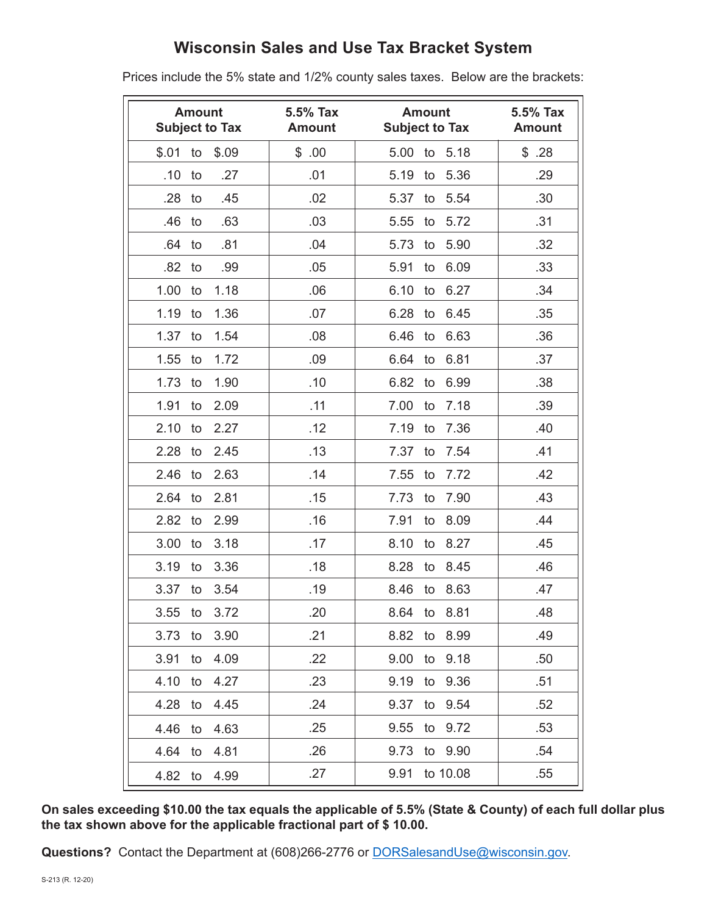# Wisconsin Sales and Use Tax Bracket System

Prices include the 5% state and 1/2% county sales taxes. Below are the brackets:

| Amount Subject to Tax | 5.5% Tax Amount | Amount Subject to Tax | 5.5% Tax Amount |
|---|---|---|---|
| $.01 to $.09 | $ .00 | 5.00 to 5.18 | $ .28 |
| .10 to .27 | .01 | 5.19 to 5.36 | .29 |
| .28 to .45 | .02 | 5.37 to 5.54 | .30 |
| .46 to .63 | .03 | 5.55 to 5.72 | .31 |
| .64 to .81 | .04 | 5.73 to 5.90 | .32 |
| .82 to .99 | .05 | 5.91 to 6.09 | .33 |
| 1.00 to 1.18 | .06 | 6.10 to 6.27 | .34 |
| 1.19 to 1.36 | .07 | 6.28 to 6.45 | .35 |
| 1.37 to 1.54 | .08 | 6.46 to 6.63 | .36 |
| 1.55 to 1.72 | .09 | 6.64 to 6.81 | .37 |
| 1.73 to 1.90 | .10 | 6.82 to 6.99 | .38 |
| 1.91 to 2.09 | .11 | 7.00 to 7.18 | .39 |
| 2.10 to 2.27 | .12 | 7.19 to 7.36 | .40 |
| 2.28 to 2.45 | .13 | 7.37 to 7.54 | .41 |
| 2.46 to 2.63 | .14 | 7.55 to 7.72 | .42 |
| 2.64 to 2.81 | .15 | 7.73 to 7.90 | .43 |
| 2.82 to 2.99 | .16 | 7.91 to 8.09 | .44 |
| 3.00 to 3.18 | .17 | 8.10 to 8.27 | .45 |
| 3.19 to 3.36 | .18 | 8.28 to 8.45 | .46 |
| 3.37 to 3.54 | .19 | 8.46 to 8.63 | .47 |
| 3.55 to 3.72 | .20 | 8.64 to 8.81 | .48 |
| 3.73 to 3.90 | .21 | 8.82 to 8.99 | .49 |
| 3.91 to 4.09 | .22 | 9.00 to 9.18 | .50 |
| 4.10 to 4.27 | .23 | 9.19 to 9.36 | .51 |
| 4.28 to 4.45 | .24 | 9.37 to 9.54 | .52 |
| 4.46 to 4.63 | .25 | 9.55 to 9.72 | .53 |
| 4.64 to 4.81 | .26 | 9.73 to 9.90 | .54 |
| 4.82 to 4.99 | .27 | 9.91 to 10.08 | .55 |

**On sales exceeding $10.00 the tax equals the applicable of 5.5% (State & County) of each full dollar plus the tax shown above for the applicable fractional part of $ 10.00.**

**Questions?** Contact the Department at (608)266-2776 or DORSalesandUse@wisconsin.gov.

S-213 (R. 12-20)